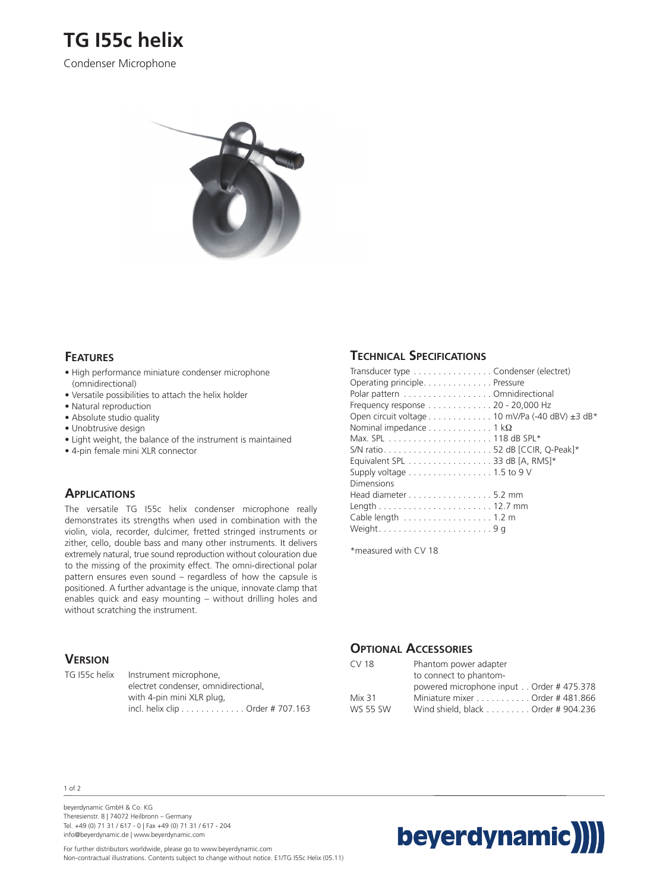# TG I55c helix

Condenser Microphone

## Features

- High performance miniature condenser microphone (omnidirectional)
- Versatile possibilities to attach the helix holder
- Natural reproduction
- Absolute studio quality
- Unobtrusive design
- Light weight, the balance of the instrument is maintained
- 4-pin female mini XLR connector

## Applications

The versatile TG I55c helix condenser microphone really demonstrates its strengths when used in combination with the violin, viola, recorder, dulcimer, fretted stringed instruments or zither, cello, double bass and many other instruments. It delivers extremely natural, true sound reproduction without colouration due to the missing of the proximity effect. The omni-directional polar pattern ensures even sound – regardless of how the capsule is positioned. A further advantage is the unique, innovate clamp that enables quick and easy mounting – without drilling holes and without scratching the instrument.

## Version

| | |
|---|---|
| TG I55c helix | Instrument microphone, electret condenser, omnidirectional, with 4-pin mini XLR plug, incl. helix clip . . . . . . . . . . . . . Order # 707.163 |

## Technical Specifications

| | |
|---|---|
| Transducer type | Condenser (electret) |
| Operating principle | Pressure |
| Polar pattern | Omnidirectional |
| Frequency response | 20 - 20,000 Hz |
| Open circuit voltage | 10 mV/Pa (-40 dBV) ±3 dB* |
| Nominal impedance | 1 kΩ |
| Max. SPL | 118 dB SPL* |
| S/N ratio | 52 dB [CCIR, Q-Peak]* |
| Equivalent SPL | 33 dB [A, RMS]* |
| Supply voltage | 1.5 to 9 V |
| Dimensions | |
| Head diameter | 5.2 mm |
| Length | 12.7 mm |
| Cable length | 1.2 m |
| Weight | 9 g |

*measured with CV 18

## Optional Accessories

| | |
|---|---|
| CV 18 | Phantom power adapter to connect to phantom-powered microphone input . . Order # 475.378 |
| Mix 31 | Miniature mixer . . . . . . . . . . . Order # 481.866 |
| WS 55 SW | Wind shield, black . . . . . . . . . Order # 904.236 |

beyerdynamic GmbH & Co. KG
Theresienstr. 8 | 74072 Heilbronn – Germany
Tel. +49 (0) 71 31 / 617 - 0 | Fax +49 (0) 71 31 / 617 - 204
info@beyerdynamic.de | www.beyerdynamic.com

For further distributors worldwide, please go to www.beyerdynamic.com
Non-contractual illustrations. Contents subject to change without notice. E1/TG I55c Helix (05.11)

beyerdynamic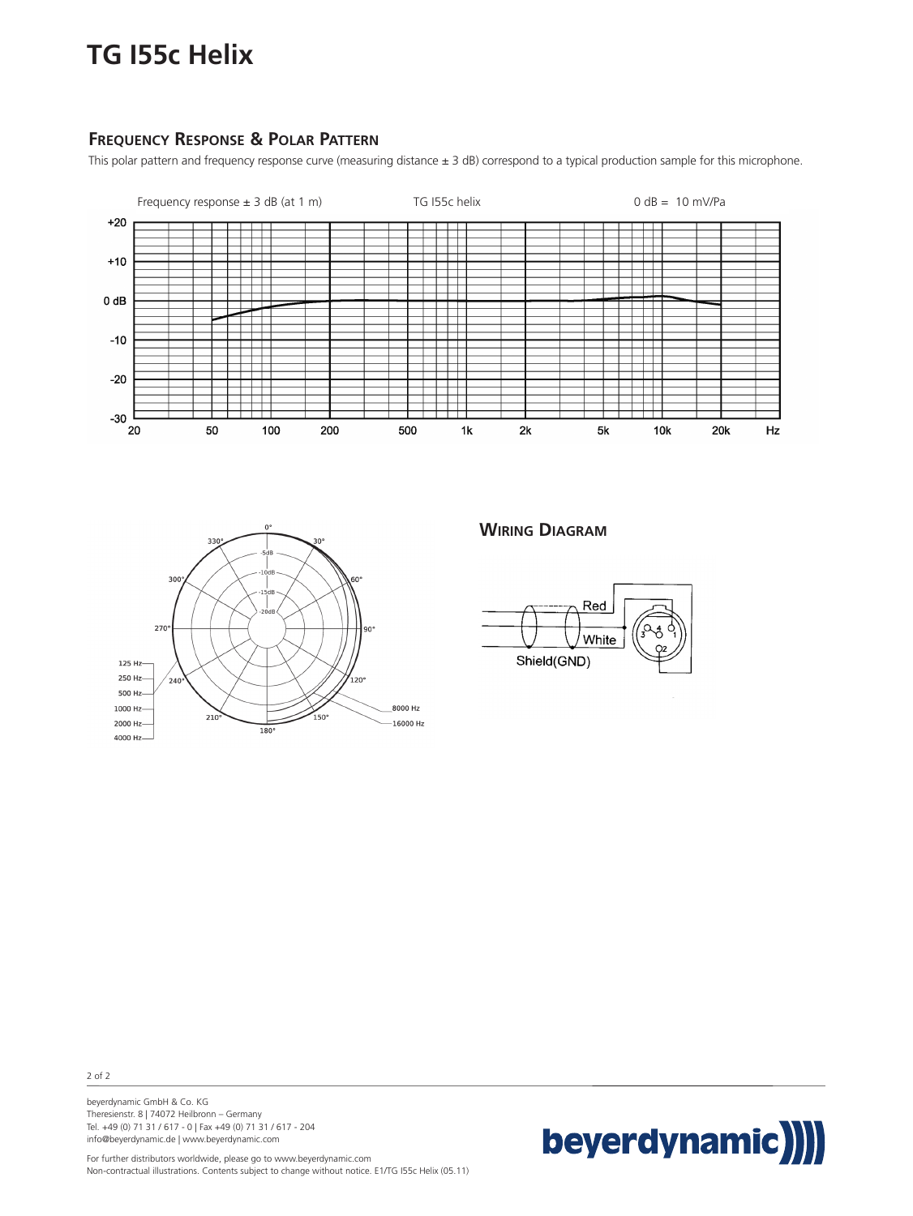# TG I55c Helix

## Frequency Response & Polar Pattern

This polar pattern and frequency response curve (measuring distance ± 3 dB) correspond to a typical production sample for this microphone.

Frequency response ± 3 dB (at 1 m)
TG I55c helix
0 dB = 10 mV/Pa

+20
+10
0 dB
-10
-20
-30

20 50 100 200 500 1k 2k 5k 10k 20k Hz

0°
30°
60°
90°
120°
150°
180°
210°
240°
270°
300°
330°
-5dB
-10dB
-15dB
-20dB

125 Hz
250 Hz
500 Hz
1000 Hz
2000 Hz
4000 Hz
8000 Hz
16000 Hz

## Wiring Diagram

Red
White
Shield(GND)
3 4 1
2

beyerdynamic GmbH & Co. KG
Theresienstr. 8 | 74072 Heilbronn – Germany
Tel. +49 (0) 71 31 / 617 - 0 | Fax +49 (0) 71 31 / 617 - 204
info@beyerdynamic.de | www.beyerdynamic.com

For further distributors worldwide, please go to www.beyerdynamic.com
Non-contractual illustrations. Contents subject to change without notice. E1/TG I55c Helix (05.11)

beyerdynamic))))